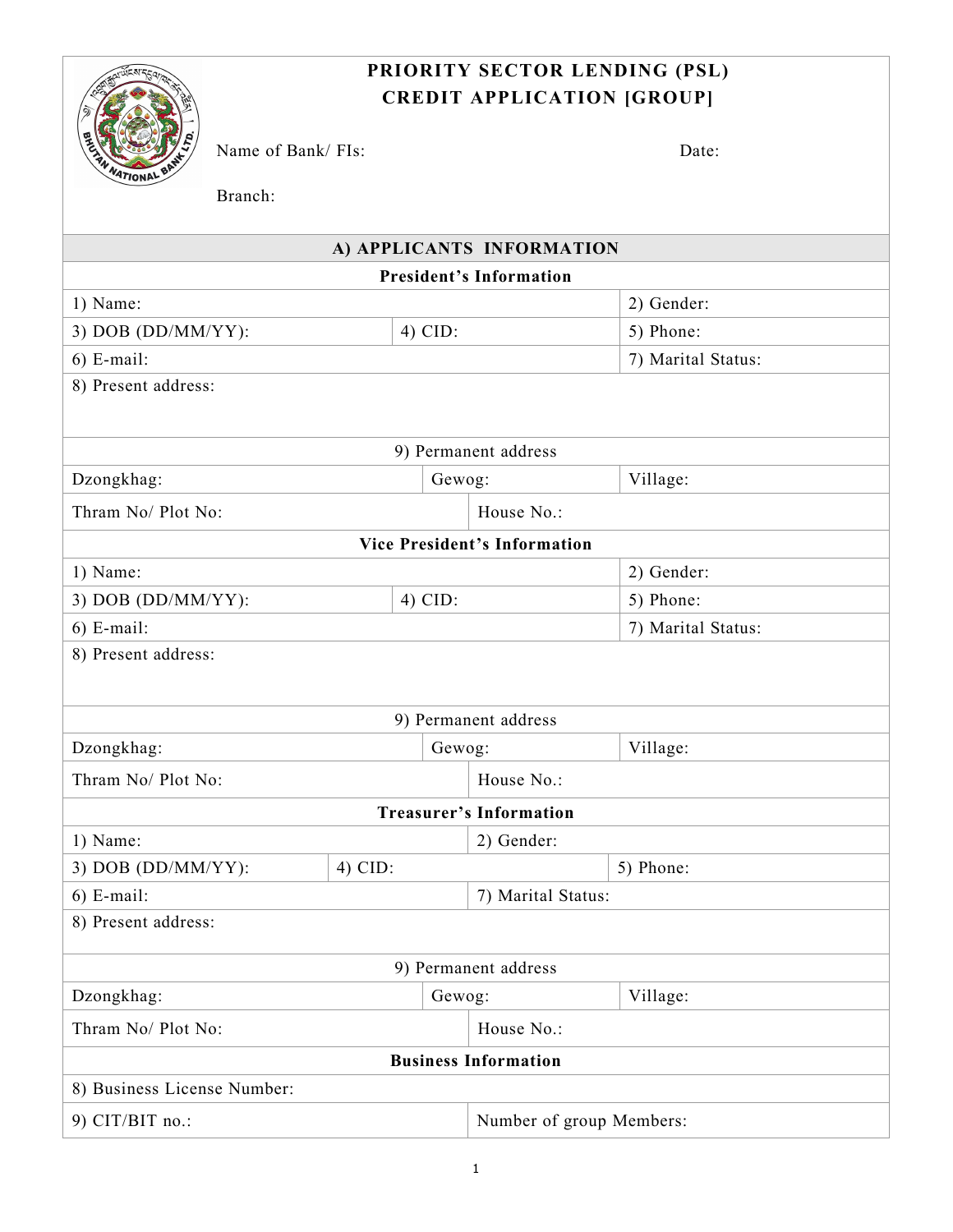# PRIORITY SECTOR LENDING (PSL)
# CREDIT APPLICATION [GROUP]

Name of Bank/ FIs: Date:

Branch:

| A) APPLICANTS INFORMATION | | |
|---|---|---|
| **President's Information** | | |
| 1) Name: | | 2) Gender: |
| 3) DOB (DD/MM/YY): | 4) CID: | 5) Phone: |
| 6) E-mail: | | 7) Marital Status: |
| 8) Present address: | | |
| 9) Permanent address | | |
| Dzongkhag: | Gewog: | Village: |
| Thram No/ Plot No: | House No.: | |
| **Vice President's Information** | | |
| 1) Name: | | 2) Gender: |
| 3) DOB (DD/MM/YY): | 4) CID: | 5) Phone: |
| 6) E-mail: | | 7) Marital Status: |
| 8) Present address: | | |
| 9) Permanent address | | |
| Dzongkhag: | Gewog: | Village: |
| Thram No/ Plot No: | House No.: | |
| **Treasurer's Information** | | |
| 1) Name: | 2) Gender: | |
| 3) DOB (DD/MM/YY): | 4) CID: | 5) Phone: |
| 6) E-mail: | 7) Marital Status: | |
| 8) Present address: | | |
| 9) Permanent address | | |
| Dzongkhag: | Gewog: | Village: |
| Thram No/ Plot No: | House No.: | |
| **Business Information** | | |
| 8) Business License Number: | | |
| 9) CIT/BIT no.: | Number of group Members: | |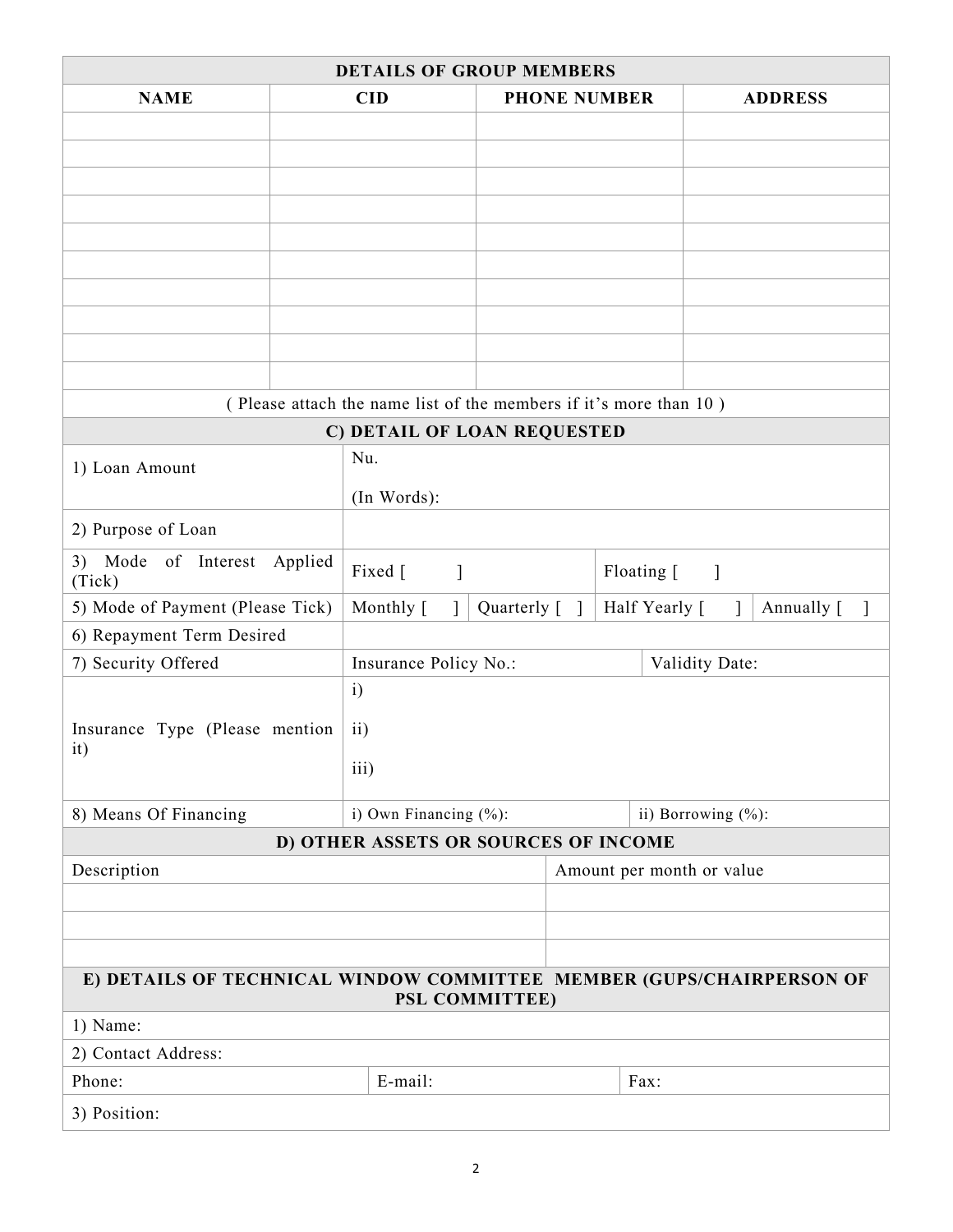| DETAILS OF GROUP MEMBERS | | | |
|---|---|---|---|
| **NAME** | **CID** | **PHONE NUMBER** | **ADDRESS** |
| | | | |
| | | | |
| | | | |
| | | | |
| | | | |
| | | | |
| | | | |
| | | | |
| | | | |
| | | | |

( Please attach the name list of the members if it's more than 10 )

## C) DETAIL OF LOAN REQUESTED

| | | | | |
|---|---|---|---|---|
| 1) Loan Amount | Nu. (In Words): | | | |
| 2) Purpose of Loan | | | | |
| 3) Mode of Interest Applied (Tick) | Fixed [ ] | | Floating [ ] | |
| 5) Mode of Payment (Please Tick) | Monthly [ ] | Quarterly [ ] | Half Yearly [ ] | Annually [ ] |
| 6) Repayment Term Desired | | | | |
| 7) Security Offered | Insurance Policy No.: | | Validity Date: | |
| Insurance Type (Please mention it) | i) ii) iii) | | | |
| 8) Means Of Financing | i) Own Financing (%): | | ii) Borrowing (%): | |

## D) OTHER ASSETS OR SOURCES OF INCOME

| Description | Amount per month or value |
|---|---|
| | |
| | |
| | |

## E) DETAILS OF TECHNICAL WINDOW COMMITTEE MEMBER (GUPS/CHAIRPERSON OF PSL COMMITTEE)

| | | |
|---|---|---|
| 1) Name: | | |
| 2) Contact Address: | | |
| Phone: | E-mail: | Fax: |
| 3) Position: | | |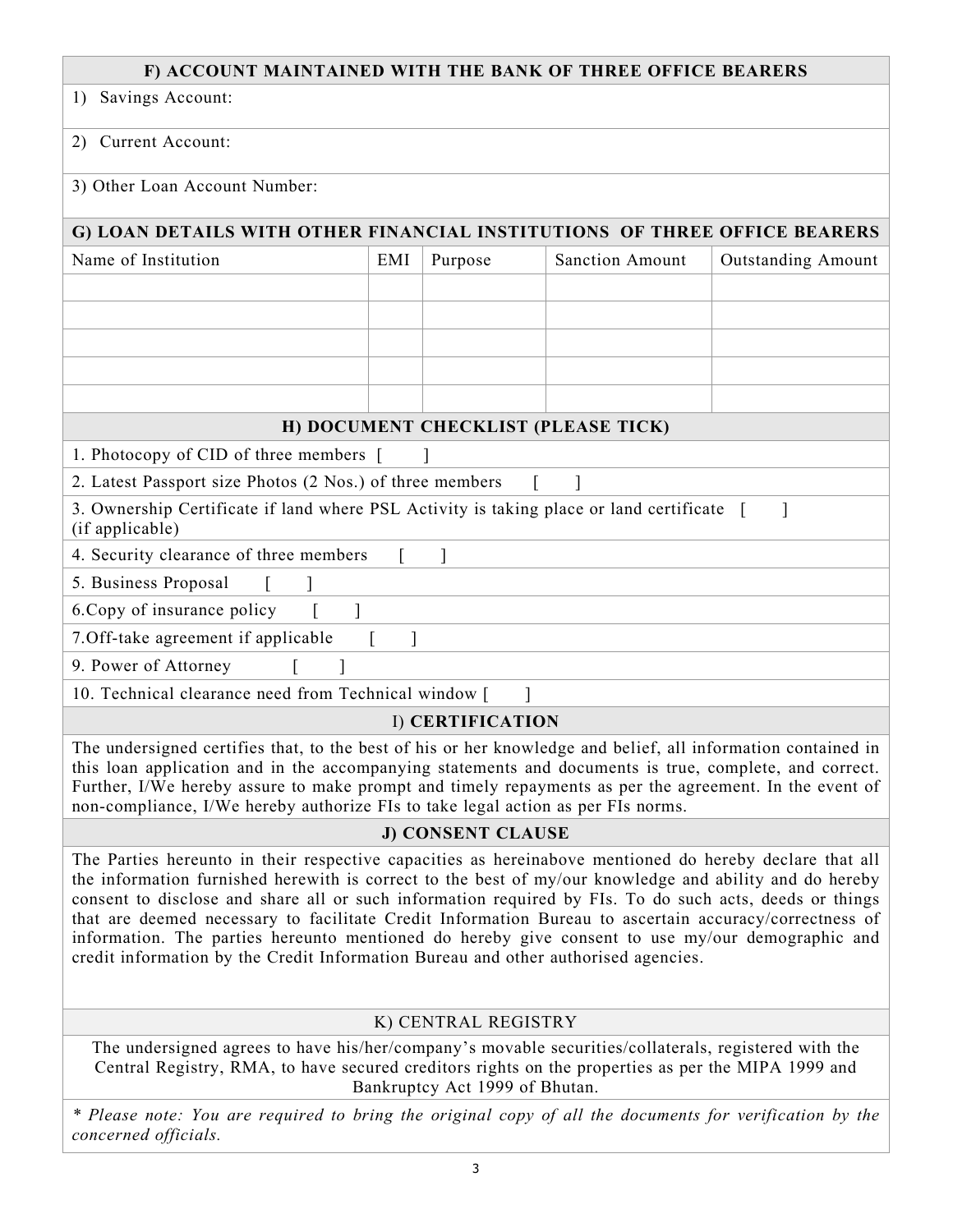## F) ACCOUNT MAINTAINED WITH THE BANK OF THREE OFFICE BEARERS

1) Savings Account:

2) Current Account:

3) Other Loan Account Number:

## G) LOAN DETAILS WITH OTHER FINANCIAL INSTITUTIONS OF THREE OFFICE BEARERS

| Name of Institution | EMI | Purpose | Sanction Amount | Outstanding Amount |
|---|---|---|---|---|
| | | | | |
| | | | | |
| | | | | |
| | | | | |
| | | | | |

## H) DOCUMENT CHECKLIST (PLEASE TICK)

1. Photocopy of CID of three members [ ]
2. Latest Passport size Photos (2 Nos.) of three members [ ]
3. Ownership Certificate if land where PSL Activity is taking place or land certificate [ ] (if applicable)
4. Security clearance of three members [ ]
5. Business Proposal [ ]
6.Copy of insurance policy [ ]
7.Off-take agreement if applicable [ ]
9. Power of Attorney [ ]
10. Technical clearance need from Technical window [ ]

## I) CERTIFICATION

The undersigned certifies that, to the best of his or her knowledge and belief, all information contained in this loan application and in the accompanying statements and documents is true, complete, and correct. Further, I/We hereby assure to make prompt and timely repayments as per the agreement. In the event of non-compliance, I/We hereby authorize FIs to take legal action as per FIs norms.

## J) CONSENT CLAUSE

The Parties hereunto in their respective capacities as hereinabove mentioned do hereby declare that all the information furnished herewith is correct to the best of my/our knowledge and ability and do hereby consent to disclose and share all or such information required by FIs. To do such acts, deeds or things that are deemed necessary to facilitate Credit Information Bureau to ascertain accuracy/correctness of information. The parties hereunto mentioned do hereby give consent to use my/our demographic and credit information by the Credit Information Bureau and other authorised agencies.

## K) CENTRAL REGISTRY

The undersigned agrees to have his/her/company's movable securities/collaterals, registered with the Central Registry, RMA, to have secured creditors rights on the properties as per the MIPA 1999 and Bankruptcy Act 1999 of Bhutan.

*\* Please note: You are required to bring the original copy of all the documents for verification by the concerned officials.*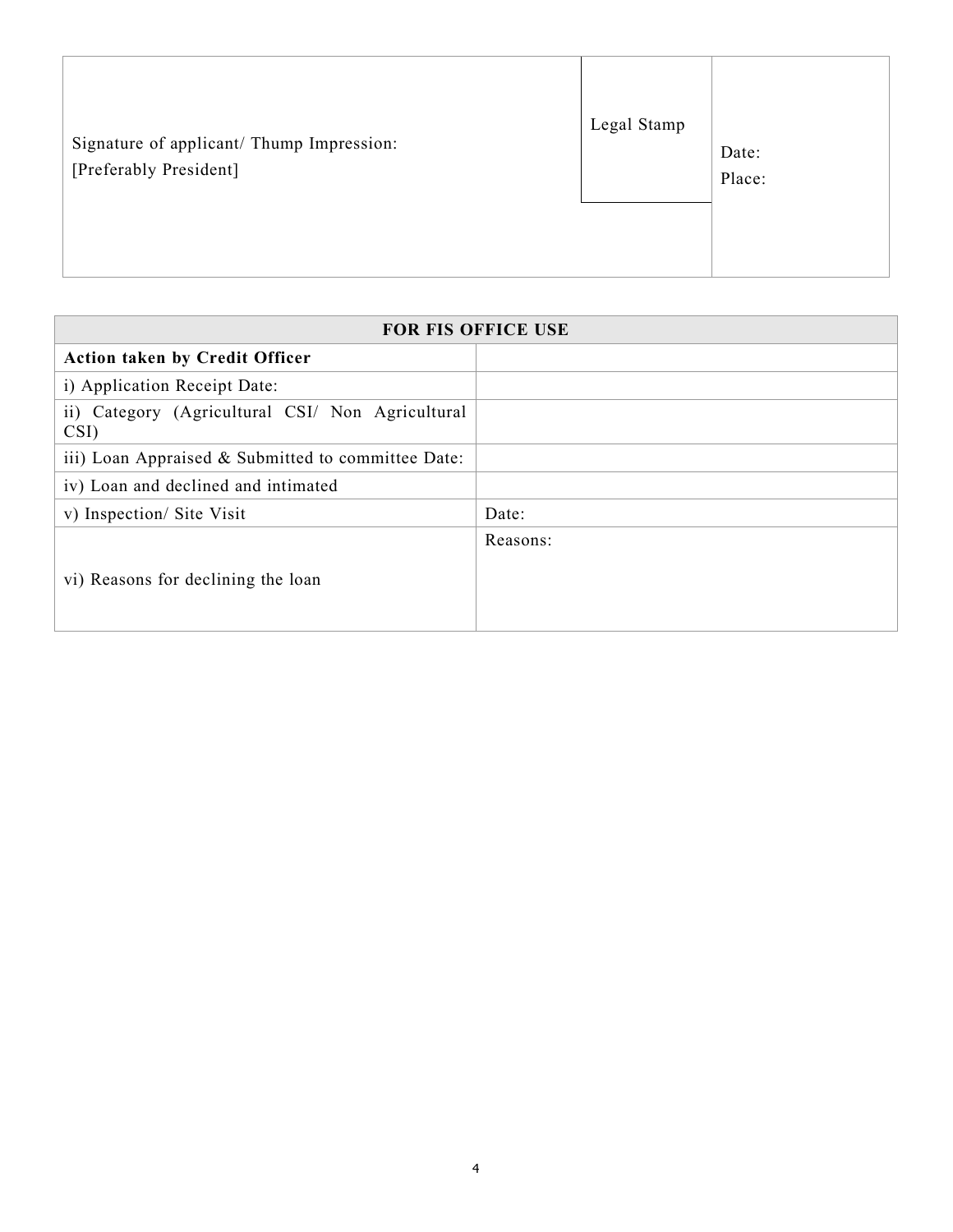| | | |
|---|---|---|
| Signature of applicant/ Thump Impression:<br>[Preferably President] | Legal Stamp | Date:<br>Place: |

| FOR FIS OFFICE USE | |
|---|---|
| **Action taken by Credit Officer** | |
| i) Application Receipt Date: | |
| ii) Category (Agricultural CSI/ Non Agricultural CSI) | |
| iii) Loan Appraised & Submitted to committee Date: | |
| iv) Loan and declined and intimated | |
| v) Inspection/ Site Visit | Date: |
| vi) Reasons for declining the loan | Reasons: |